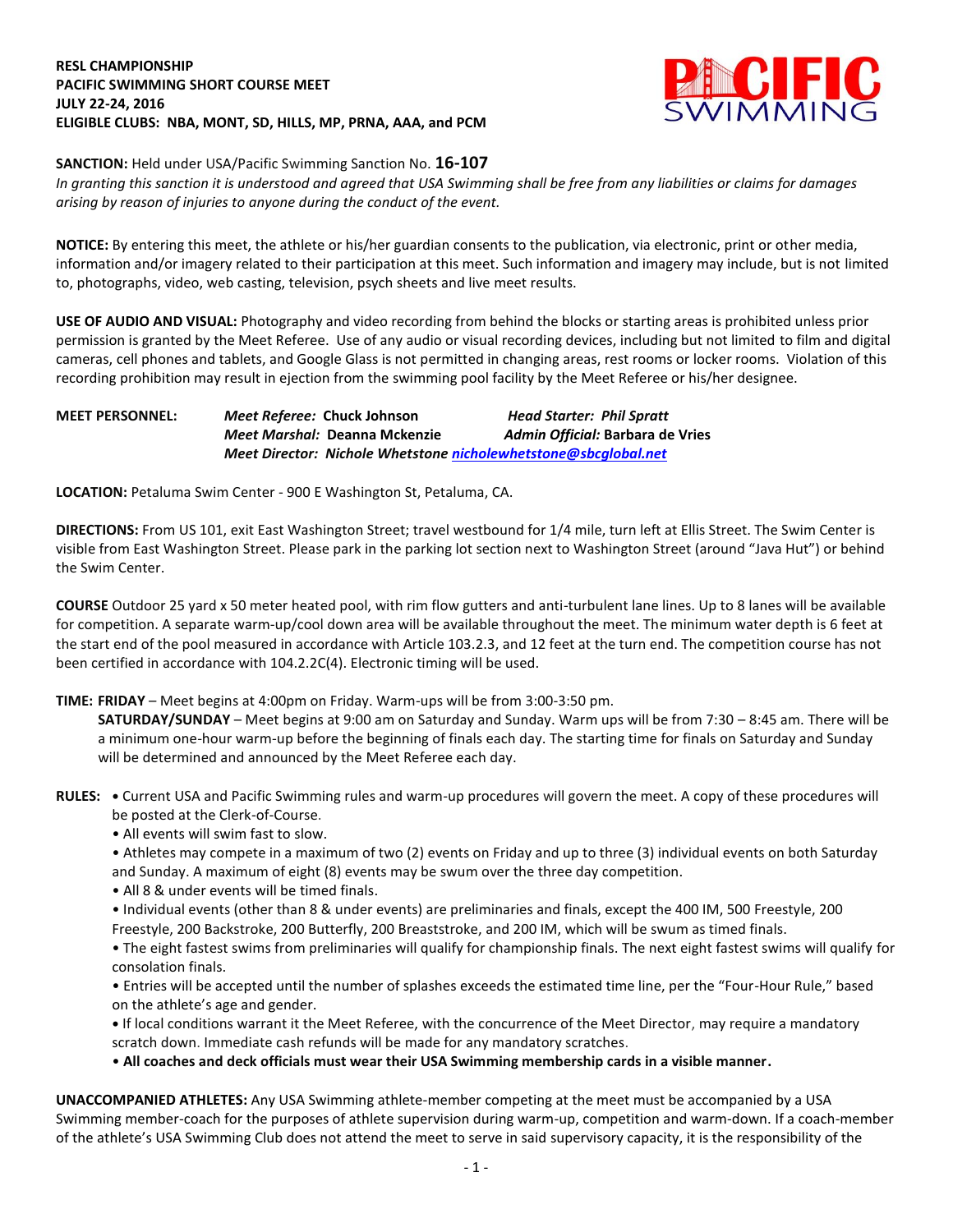**RESL CHAMPIONSHIP**
**PACIFIC SWIMMING SHORT COURSE MEET**
**JULY 22-24, 2016**
**ELIGIBLE CLUBS: NBA, MONT, SD, HILLS, MP, PRNA, AAA, and PCM**

**SANCTION:** Held under USA/Pacific Swimming Sanction No. **16-107**
*In granting this sanction it is understood and agreed that USA Swimming shall be free from any liabilities or claims for damages arising by reason of injuries to anyone during the conduct of the event.*

**NOTICE:** By entering this meet, the athlete or his/her guardian consents to the publication, via electronic, print or other media, information and/or imagery related to their participation at this meet. Such information and imagery may include, but is not limited to, photographs, video, web casting, television, psych sheets and live meet results.

**USE OF AUDIO AND VISUAL:** Photography and video recording from behind the blocks or starting areas is prohibited unless prior permission is granted by the Meet Referee. Use of any audio or visual recording devices, including but not limited to film and digital cameras, cell phones and tablets, and Google Glass is not permitted in changing areas, rest rooms or locker rooms. Violation of this recording prohibition may result in ejection from the swimming pool facility by the Meet Referee or his/her designee.

**MEET PERSONNEL:** *Meet Referee:* **Chuck Johnson** *Head Starter:* ***Phil Spratt***
*Meet Marshal:* **Deanna Mckenzie** *Admin Official:* **Barbara de Vries**
*Meet Director:* ***Nichole Whetstone*** [nicholewhetstone@sbcglobal.net](mailto:nicholewhetstone@sbcglobal.net)

**LOCATION:** Petaluma Swim Center - 900 E Washington St, Petaluma, CA.

**DIRECTIONS:** From US 101, exit East Washington Street; travel westbound for 1/4 mile, turn left at Ellis Street. The Swim Center is visible from East Washington Street. Please park in the parking lot section next to Washington Street (around "Java Hut") or behind the Swim Center.

**COURSE** Outdoor 25 yard x 50 meter heated pool, with rim flow gutters and anti-turbulent lane lines. Up to 8 lanes will be available for competition. A separate warm-up/cool down area will be available throughout the meet. The minimum water depth is 6 feet at the start end of the pool measured in accordance with Article 103.2.3, and 12 feet at the turn end. The competition course has not been certified in accordance with 104.2.2C(4). Electronic timing will be used.

**TIME: FRIDAY** – Meet begins at 4:00pm on Friday. Warm-ups will be from 3:00-3:50 pm.
**SATURDAY/SUNDAY** – Meet begins at 9:00 am on Saturday and Sunday. Warm ups will be from 7:30 – 8:45 am. There will be a minimum one-hour warm-up before the beginning of finals each day. The starting time for finals on Saturday and Sunday will be determined and announced by the Meet Referee each day.

**RULES:**

- Current USA and Pacific Swimming rules and warm-up procedures will govern the meet. A copy of these procedures will be posted at the Clerk-of-Course.
- All events will swim fast to slow.
- Athletes may compete in a maximum of two (2) events on Friday and up to three (3) individual events on both Saturday and Sunday. A maximum of eight (8) events may be swum over the three day competition.
- All 8 & under events will be timed finals.
- Individual events (other than 8 & under events) are preliminaries and finals, except the 400 IM, 500 Freestyle, 200 Freestyle, 200 Backstroke, 200 Butterfly, 200 Breaststroke, and 200 IM, which will be swum as timed finals.
- The eight fastest swims from preliminaries will qualify for championship finals. The next eight fastest swims will qualify for consolation finals.
- Entries will be accepted until the number of splashes exceeds the estimated time line, per the "Four-Hour Rule," based on the athlete's age and gender.
- If local conditions warrant it the Meet Referee, with the concurrence of the Meet Director, may require a mandatory scratch down. Immediate cash refunds will be made for any mandatory scratches.
- **All coaches and deck officials must wear their USA Swimming membership cards in a visible manner.**

**UNACCOMPANIED ATHLETES:** Any USA Swimming athlete-member competing at the meet must be accompanied by a USA Swimming member-coach for the purposes of athlete supervision during warm-up, competition and warm-down. If a coach-member of the athlete's USA Swimming Club does not attend the meet to serve in said supervisory capacity, it is the responsibility of the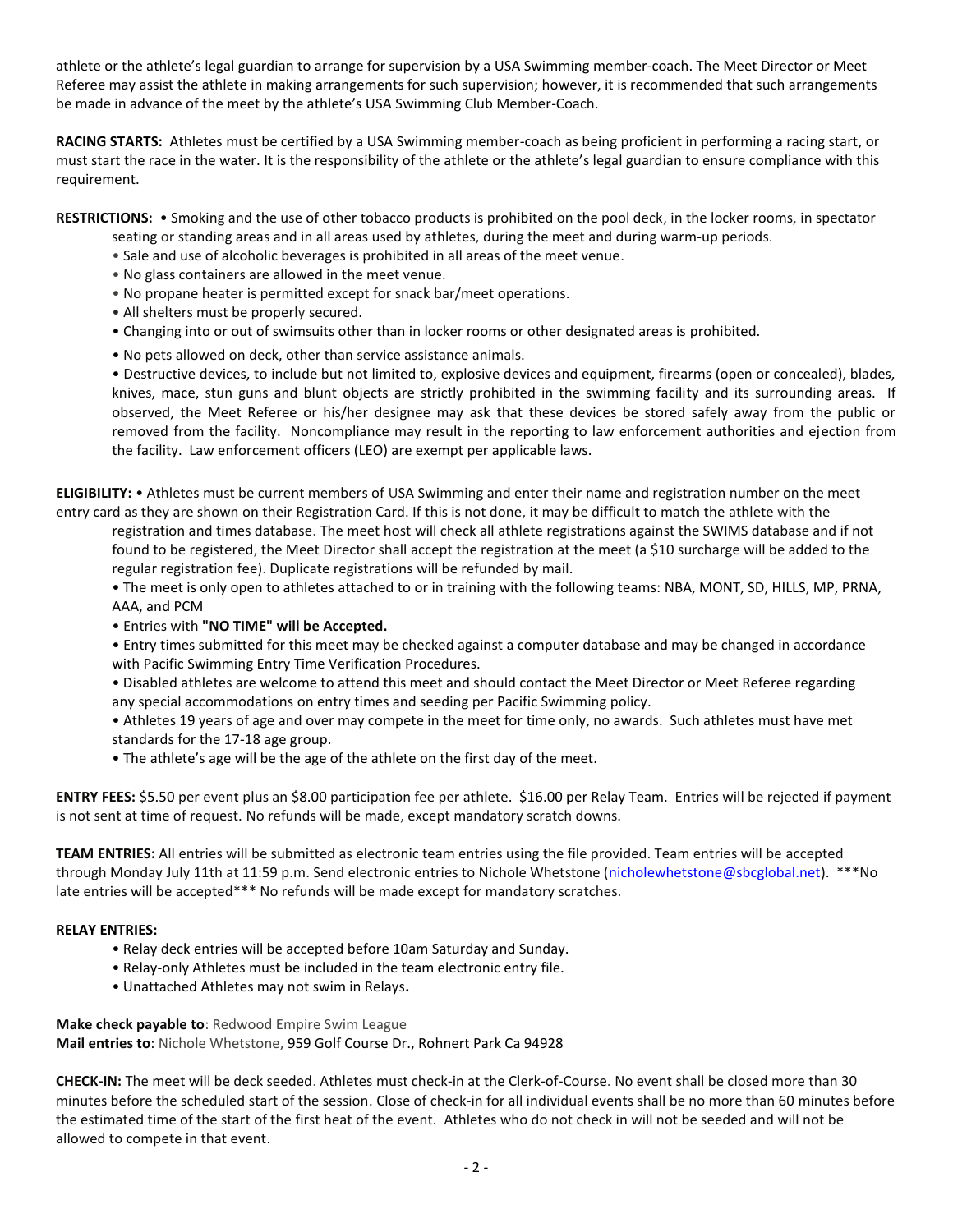athlete or the athlete's legal guardian to arrange for supervision by a USA Swimming member-coach. The Meet Director or Meet Referee may assist the athlete in making arrangements for such supervision; however, it is recommended that such arrangements be made in advance of the meet by the athlete's USA Swimming Club Member-Coach.

**RACING STARTS:** Athletes must be certified by a USA Swimming member-coach as being proficient in performing a racing start, or must start the race in the water. It is the responsibility of the athlete or the athlete's legal guardian to ensure compliance with this requirement.

**RESTRICTIONS:** • Smoking and the use of other tobacco products is prohibited on the pool deck, in the locker rooms, in spectator seating or standing areas and in all areas used by athletes, during the meet and during warm-up periods.

- Sale and use of alcoholic beverages is prohibited in all areas of the meet venue.
- No glass containers are allowed in the meet venue.
- No propane heater is permitted except for snack bar/meet operations.
- All shelters must be properly secured.
- Changing into or out of swimsuits other than in locker rooms or other designated areas is prohibited.
- No pets allowed on deck, other than service assistance animals.
- Destructive devices, to include but not limited to, explosive devices and equipment, firearms (open or concealed), blades, knives, mace, stun guns and blunt objects are strictly prohibited in the swimming facility and its surrounding areas. If observed, the Meet Referee or his/her designee may ask that these devices be stored safely away from the public or removed from the facility. Noncompliance may result in the reporting to law enforcement authorities and ejection from the facility. Law enforcement officers (LEO) are exempt per applicable laws.

**ELIGIBILITY:** • Athletes must be current members of USA Swimming and enter their name and registration number on the meet entry card as they are shown on their Registration Card. If this is not done, it may be difficult to match the athlete with the registration and times database. The meet host will check all athlete registrations against the SWIMS database and if not found to be registered, the Meet Director shall accept the registration at the meet (a $10 surcharge will be added to the regular registration fee). Duplicate registrations will be refunded by mail.

- The meet is only open to athletes attached to or in training with the following teams: NBA, MONT, SD, HILLS, MP, PRNA, AAA, and PCM
- Entries with **"NO TIME" will be Accepted.**
- Entry times submitted for this meet may be checked against a computer database and may be changed in accordance with Pacific Swimming Entry Time Verification Procedures.
- Disabled athletes are welcome to attend this meet and should contact the Meet Director or Meet Referee regarding any special accommodations on entry times and seeding per Pacific Swimming policy.
- Athletes 19 years of age and over may compete in the meet for time only, no awards. Such athletes must have met standards for the 17-18 age group.
- The athlete's age will be the age of the athlete on the first day of the meet.

**ENTRY FEES:** $5.50 per event plus an $8.00 participation fee per athlete. $16.00 per Relay Team. Entries will be rejected if payment is not sent at time of request. No refunds will be made, except mandatory scratch downs.

**TEAM ENTRIES:** All entries will be submitted as electronic team entries using the file provided. Team entries will be accepted through Monday July 11th at 11:59 p.m. Send electronic entries to Nichole Whetstone (nicholewhetstone@sbcglobal.net). ***No late entries will be accepted*** No refunds will be made except for mandatory scratches.

**RELAY ENTRIES:**

- Relay deck entries will be accepted before 10am Saturday and Sunday.
- Relay-only Athletes must be included in the team electronic entry file.
- Unattached Athletes may not swim in Relays**.**

**Make check payable to**: Redwood Empire Swim League
**Mail entries to**: Nichole Whetstone, 959 Golf Course Dr., Rohnert Park Ca 94928

**CHECK-IN:** The meet will be deck seeded. Athletes must check-in at the Clerk-of-Course. No event shall be closed more than 30 minutes before the scheduled start of the session. Close of check-in for all individual events shall be no more than 60 minutes before the estimated time of the start of the first heat of the event. Athletes who do not check in will not be seeded and will not be allowed to compete in that event.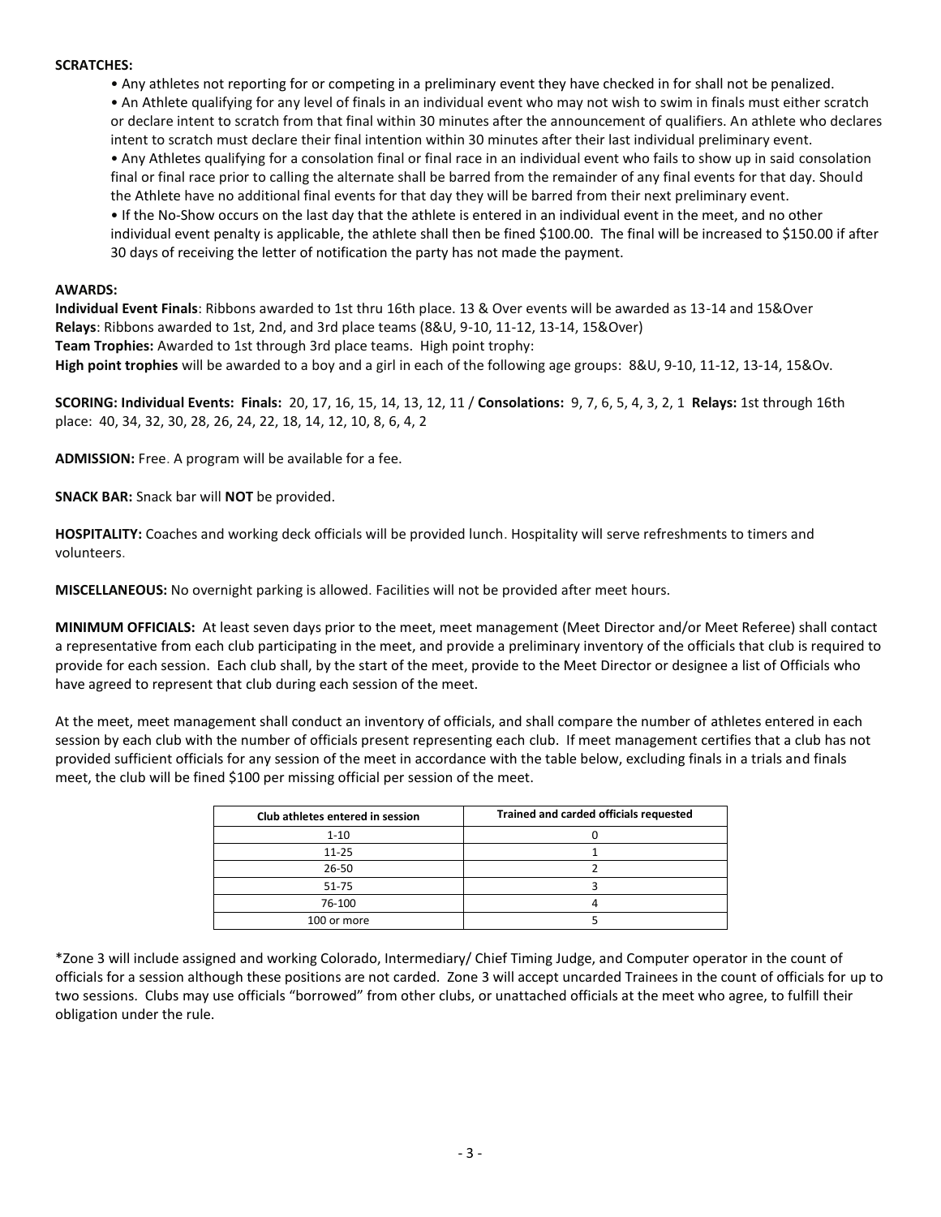**SCRATCHES:**

- Any athletes not reporting for or competing in a preliminary event they have checked in for shall not be penalized.
- An Athlete qualifying for any level of finals in an individual event who may not wish to swim in finals must either scratch or declare intent to scratch from that final within 30 minutes after the announcement of qualifiers. An athlete who declares intent to scratch must declare their final intention within 30 minutes after their last individual preliminary event.
- Any Athletes qualifying for a consolation final or final race in an individual event who fails to show up in said consolation final or final race prior to calling the alternate shall be barred from the remainder of any final events for that day. Should the Athlete have no additional final events for that day they will be barred from their next preliminary event.
- If the No-Show occurs on the last day that the athlete is entered in an individual event in the meet, and no other individual event penalty is applicable, the athlete shall then be fined $100.00. The final will be increased to $150.00 if after 30 days of receiving the letter of notification the party has not made the payment.

**AWARDS:**
**Individual Event Finals**: Ribbons awarded to 1st thru 16th place. 13 & Over events will be awarded as 13-14 and 15&Over
**Relays**: Ribbons awarded to 1st, 2nd, and 3rd place teams (8&U, 9-10, 11-12, 13-14, 15&Over)
**Team Trophies:** Awarded to 1st through 3rd place teams. High point trophy:
**High point trophies** will be awarded to a boy and a girl in each of the following age groups: 8&U, 9-10, 11-12, 13-14, 15&Ov.

**SCORING: Individual Events: Finals:** 20, 17, 16, 15, 14, 13, 12, 11 / **Consolations:** 9, 7, 6, 5, 4, 3, 2, 1 **Relays:** 1st through 16th place: 40, 34, 32, 30, 28, 26, 24, 22, 18, 14, 12, 10, 8, 6, 4, 2

**ADMISSION:** Free. A program will be available for a fee.

**SNACK BAR:** Snack bar will **NOT** be provided.

**HOSPITALITY:** Coaches and working deck officials will be provided lunch. Hospitality will serve refreshments to timers and volunteers.

**MISCELLANEOUS:** No overnight parking is allowed. Facilities will not be provided after meet hours.

**MINIMUM OFFICIALS:** At least seven days prior to the meet, meet management (Meet Director and/or Meet Referee) shall contact a representative from each club participating in the meet, and provide a preliminary inventory of the officials that club is required to provide for each session. Each club shall, by the start of the meet, provide to the Meet Director or designee a list of Officials who have agreed to represent that club during each session of the meet.

At the meet, meet management shall conduct an inventory of officials, and shall compare the number of athletes entered in each session by each club with the number of officials present representing each club. If meet management certifies that a club has not provided sufficient officials for any session of the meet in accordance with the table below, excluding finals in a trials and finals meet, the club will be fined $100 per missing official per session of the meet.

| Club athletes entered in session | Trained and carded officials requested |
|---|---|
| 1-10 | 0 |
| 11-25 | 1 |
| 26-50 | 2 |
| 51-75 | 3 |
| 76-100 | 4 |
| 100 or more | 5 |

*Zone 3 will include assigned and working Colorado, Intermediary/ Chief Timing Judge, and Computer operator in the count of officials for a session although these positions are not carded. Zone 3 will accept uncarded Trainees in the count of officials for up to two sessions. Clubs may use officials "borrowed" from other clubs, or unattached officials at the meet who agree, to fulfill their obligation under the rule.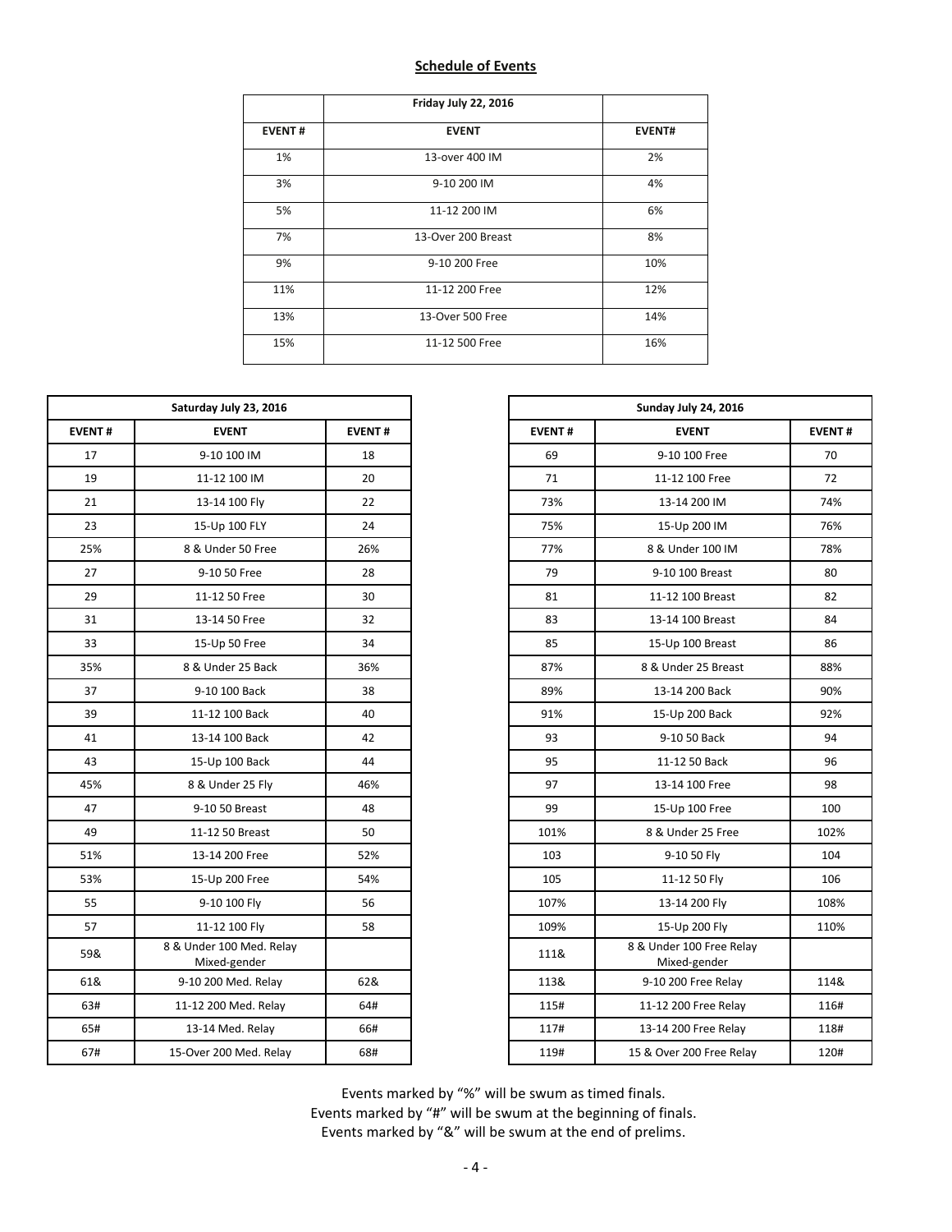## Schedule of Events

| | Friday July 22, 2016 | |
|---|---|---|
| **EVENT #** | **EVENT** | **EVENT#** |
| 1% | 13-over 400 IM | 2% |
| 3% | 9-10 200 IM | 4% |
| 5% | 11-12 200 IM | 6% |
| 7% | 13-Over 200 Breast | 8% |
| 9% | 9-10 200 Free | 10% |
| 11% | 11-12 200 Free | 12% |
| 13% | 13-Over 500 Free | 14% |
| 15% | 11-12 500 Free | 16% |

| Saturday July 23, 2016 | | |
|---|---|---|
| **EVENT #** | **EVENT** | **EVENT #** |
| 17 | 9-10 100 IM | 18 |
| 19 | 11-12 100 IM | 20 |
| 21 | 13-14 100 Fly | 22 |
| 23 | 15-Up 100 FLY | 24 |
| 25% | 8 & Under 50 Free | 26% |
| 27 | 9-10 50 Free | 28 |
| 29 | 11-12 50 Free | 30 |
| 31 | 13-14 50 Free | 32 |
| 33 | 15-Up 50 Free | 34 |
| 35% | 8 & Under 25 Back | 36% |
| 37 | 9-10 100 Back | 38 |
| 39 | 11-12 100 Back | 40 |
| 41 | 13-14 100 Back | 42 |
| 43 | 15-Up 100 Back | 44 |
| 45% | 8 & Under 25 Fly | 46% |
| 47 | 9-10 50 Breast | 48 |
| 49 | 11-12 50 Breast | 50 |
| 51% | 13-14 200 Free | 52% |
| 53% | 15-Up 200 Free | 54% |
| 55 | 9-10 100 Fly | 56 |
| 57 | 11-12 100 Fly | 58 |
| 59& | 8 & Under 100 Med. Relay Mixed-gender | |
| 61& | 9-10 200 Med. Relay | 62& |
| 63# | 11-12 200 Med. Relay | 64# |
| 65# | 13-14 Med. Relay | 66# |
| 67# | 15-Over 200 Med. Relay | 68# |

| Sunday July 24, 2016 | | |
|---|---|---|
| **EVENT #** | **EVENT** | **EVENT #** |
| 69 | 9-10 100 Free | 70 |
| 71 | 11-12 100 Free | 72 |
| 73% | 13-14 200 IM | 74% |
| 75% | 15-Up 200 IM | 76% |
| 77% | 8 & Under 100 IM | 78% |
| 79 | 9-10 100 Breast | 80 |
| 81 | 11-12 100 Breast | 82 |
| 83 | 13-14 100 Breast | 84 |
| 85 | 15-Up 100 Breast | 86 |
| 87% | 8 & Under 25 Breast | 88% |
| 89% | 13-14 200 Back | 90% |
| 91% | 15-Up 200 Back | 92% |
| 93 | 9-10 50 Back | 94 |
| 95 | 11-12 50 Back | 96 |
| 97 | 13-14 100 Free | 98 |
| 99 | 15-Up 100 Free | 100 |
| 101% | 8 & Under 25 Free | 102% |
| 103 | 9-10 50 Fly | 104 |
| 105 | 11-12 50 Fly | 106 |
| 107% | 13-14 200 Fly | 108% |
| 109% | 15-Up 200 Fly | 110% |
| 111& | 8 & Under 100 Free Relay Mixed-gender | |
| 113& | 9-10 200 Free Relay | 114& |
| 115# | 11-12 200 Free Relay | 116# |
| 117# | 13-14 200 Free Relay | 118# |
| 119# | 15 & Over 200 Free Relay | 120# |

Events marked by "%" will be swum as timed finals.
Events marked by "#" will be swum at the beginning of finals.
Events marked by "&" will be swum at the end of prelims.